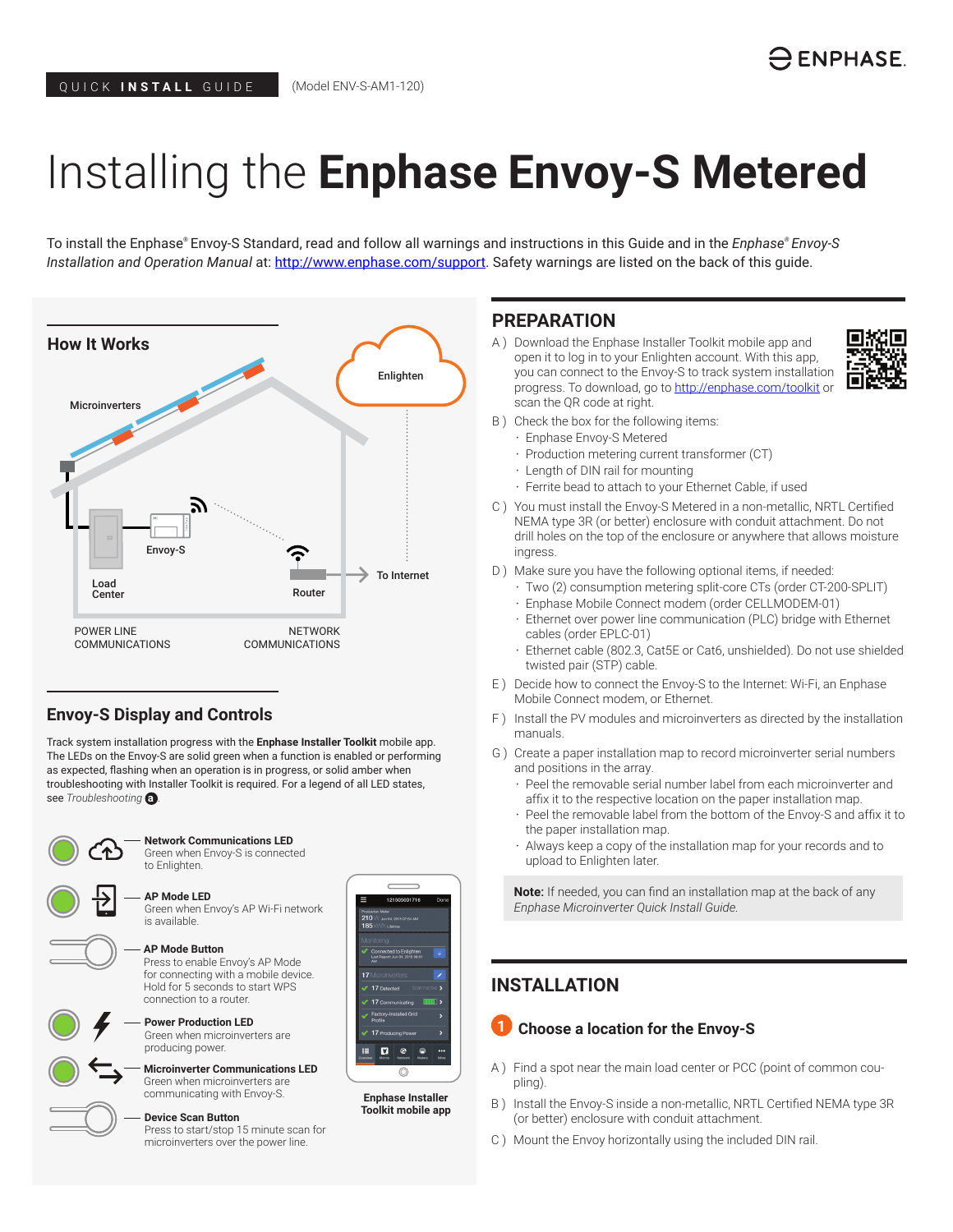ENPHASE.

QUICK **INSTALL** GUIDE (Model ENV-S-AM1-120)

# Installing the **Enphase Envoy-S Metered**

To install the Enphase® Envoy-S Standard, read and follow all warnings and instructions in this Guide and in the *Enphase® Envoy-S Installation and Operation Manual* at: http://www.enphase.com/support. Safety warnings are listed on the back of this guide.

## How It Works

Microinverters

Enlighten

Envoy-S

Load Center

Router

To Internet

POWER LINE COMMUNICATIONS

NETWORK COMMUNICATIONS

## Envoy-S Display and Controls

Track system installation progress with the **Enphase Installer Toolkit** mobile app. The LEDs on the Envoy-S are solid green when a function is enabled or performing as expected, flashing when an operation is in progress, or solid amber when troubleshooting with Installer Toolkit is required. For a legend of all LED states, see *Troubleshooting* **a**.

**Network Communications LED**
Green when Envoy-S is connected to Enlighten.

**AP Mode LED**
Green when Envoy's AP Wi-Fi network is available.

**AP Mode Button**
Press to enable Envoy's AP Mode for connecting with a mobile device. Hold for 5 seconds to start WPS connection to a router.

**Power Production LED**
Green when microinverters are producing power.

**Microinverter Communications LED**
Green when microinverters are communicating with Envoy-S.

**Device Scan Button**
Press to start/stop 15 minute scan for microinverters over the power line.

**Enphase Installer Toolkit mobile app**

## PREPARATION

A ) Download the Enphase Installer Toolkit mobile app and open it to log in to your Enlighten account. With this app, you can connect to the Envoy-S to track system installation progress. To download, go to http://enphase.com/toolkit or scan the QR code at right.

B ) Check the box for the following items:
- Enphase Envoy-S Metered
- Production metering current transformer (CT)
- Length of DIN rail for mounting
- Ferrite bead to attach to your Ethernet Cable, if used

C ) You must install the Envoy-S Metered in a non-metallic, NRTL Certified NEMA type 3R (or better) enclosure with conduit attachment. Do not drill holes on the top of the enclosure or anywhere that allows moisture ingress.

D ) Make sure you have the following optional items, if needed:
- Two (2) consumption metering split-core CTs (order CT-200-SPLIT)
- Enphase Mobile Connect modem (order CELLMODEM-01)
- Ethernet over power line communication (PLC) bridge with Ethernet cables (order EPLC-01)
- Ethernet cable (802.3, Cat5E or Cat6, unshielded). Do not use shielded twisted pair (STP) cable.

E ) Decide how to connect the Envoy-S to the Internet: Wi-Fi, an Enphase Mobile Connect modem, or Ethernet.

F ) Install the PV modules and microinverters as directed by the installation manuals.

G ) Create a paper installation map to record microinverter serial numbers and positions in the array.
- Peel the removable serial number label from each microinverter and affix it to the respective location on the paper installation map.
- Peel the removable label from the bottom of the Envoy-S and affix it to the paper installation map.
- Always keep a copy of the installation map for your records and to upload to Enlighten later.

**Note:** If needed, you can find an installation map at the back of any *Enphase Microinverter Quick Install Guide.*

## INSTALLATION

### 1 Choose a location for the Envoy-S

A ) Find a spot near the main load center or PCC (point of common coupling).

B ) Install the Envoy-S inside a non-metallic, NRTL Certified NEMA type 3R (or better) enclosure with conduit attachment.

C ) Mount the Envoy horizontally using the included DIN rail.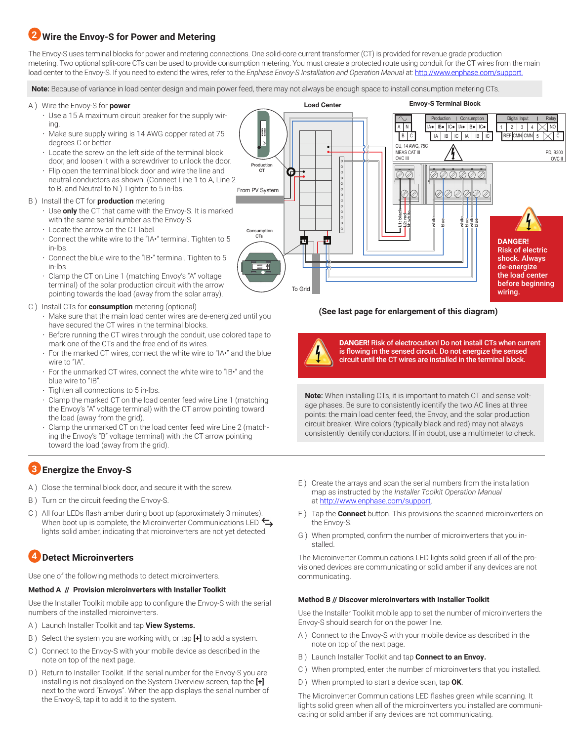## 2 Wire the Envoy-S for Power and Metering

The Envoy-S uses terminal blocks for power and metering connections. One solid-core current transformer (CT) is provided for revenue grade production metering. Two optional split-core CTs can be used to provide consumption metering. You must create a protected route using conduit for the CT wires from the main load center to the Envoy-S. If you need to extend the wires, refer to the *Enphase Envoy-S Installation and Operation Manual* at: http://www.enphase.com/support.

**Note:** Because of variance in load center design and main power feed, there may not always be enough space to install consumption metering CTs.

A ) Wire the Envoy-S for **power**

- Use a 15 A maximum circuit breaker for the supply wiring.
- Make sure supply wiring is 14 AWG copper rated at 75 degrees C or better
- Locate the screw on the left side of the terminal block door, and loosen it with a screwdriver to unlock the door.
- Flip open the terminal block door and wire the line and neutral conductors as shown. (Connect Line 1 to A, Line 2 to B, and Neutral to N.) Tighten to 5 in-lbs.

B ) Install the CT for **production** metering

- Use **only** the CT that came with the Envoy-S. It is marked with the same serial number as the Envoy-S.
- Locate the arrow on the CT label.
- Connect the white wire to the "IA•" terminal. Tighten to 5 in-lbs.
- Connect the blue wire to the "IB•" terminal. Tighten to 5 in-lbs.
- Clamp the CT on Line 1 (matching Envoy's "A" voltage terminal) of the solar production circuit with the arrow pointing towards the load (away from the solar array).

C ) Install CTs for **consumption** metering (optional)

- Make sure that the main load center wires are de-energized until you have secured the CT wires in the terminal blocks.
- Before running the CT wires through the conduit, use colored tape to mark one of the CTs and the free end of its wires.
- For the marked CT wires, connect the white wire to "IA•" and the blue wire to "IA".
- For the unmarked CT wires, connect the white wire to "IB•" and the blue wire to "IB".
- Tighten all connections to 5 in-lbs.
- Clamp the marked CT on the load center feed wire Line 1 (matching the Envoy's "A" voltage terminal) with the CT arrow pointing toward the load (away from the grid).
- Clamp the unmarked CT on the load center feed wire Line 2 (matching the Envoy's "B" voltage terminal) with the CT arrow pointing toward the load (away from the grid).

Load Center — Envoy-S Terminal Block — Production CT — From PV System — Consumption CTs — To Grid

**DANGER!** Risk of electric shock. Always de-energize the load center before beginning wiring.

**(See last page for enlargement of this diagram)**

**DANGER! Risk of electrocution! Do not install CTs when current is flowing in the sensed circuit. Do not energize the sensed circuit until the CT wires are installed in the terminal block.**

**Note:** When installing CTs, it is important to match CT and sense voltage phases. Be sure to consistently identify the two AC lines at three points: the main load center feed, the Envoy, and the solar production circuit breaker. Wire colors (typically black and red) may not always consistently identify conductors. If in doubt, use a multimeter to check.

## 3 Energize the Envoy-S

A ) Close the terminal block door, and secure it with the screw.

B ) Turn on the circuit feeding the Envoy-S.

C ) All four LEDs flash amber during boot up (approximately 3 minutes). When boot up is complete, the Microinverter Communications LED ⇆ lights solid amber, indicating that microinverters are not yet detected.

## 4 Detect Microinverters

Use one of the following methods to detect microinverters.

### Method A // Provision microinverters with Installer Toolkit

Use the Installer Toolkit mobile app to configure the Envoy-S with the serial numbers of the installed microinverters.

A ) Launch Installer Toolkit and tap **View Systems.**

B ) Select the system you are working with, or tap **[+]** to add a system.

C ) Connect to the Envoy-S with your mobile device as described in the note on top of the next page.

D ) Return to Installer Toolkit. If the serial number for the Envoy-S you are installing is not displayed on the System Overview screen, tap the **[+]** next to the word "Envoys". When the app displays the serial number of the Envoy-S, tap it to add it to the system.

E ) Create the arrays and scan the serial numbers from the installation map as instructed by the *Installer Toolkit Operation Manual* at http://www.enphase.com/support.

F ) Tap the **Connect** button. This provisions the scanned microinverters on the Envoy-S.

G ) When prompted, confirm the number of microinverters that you installed.

The Microinverter Communications LED lights solid green if all of the provisioned devices are communicating or solid amber if any devices are not communicating.

### Method B // Discover microinverters with Installer Toolkit

Use the Installer Toolkit mobile app to set the number of microinverters the Envoy-S should search for on the power line.

A ) Connect to the Envoy-S with your mobile device as described in the note on top of the next page.

B ) Launch Installer Toolkit and tap **Connect to an Envoy.**

C ) When prompted, enter the number of microinverters that you installed.

D ) When prompted to start a device scan, tap **OK**.

The Microinverter Communications LED flashes green while scanning. It lights solid green when all of the microinverters you installed are communicating or solid amber if any devices are not communicating.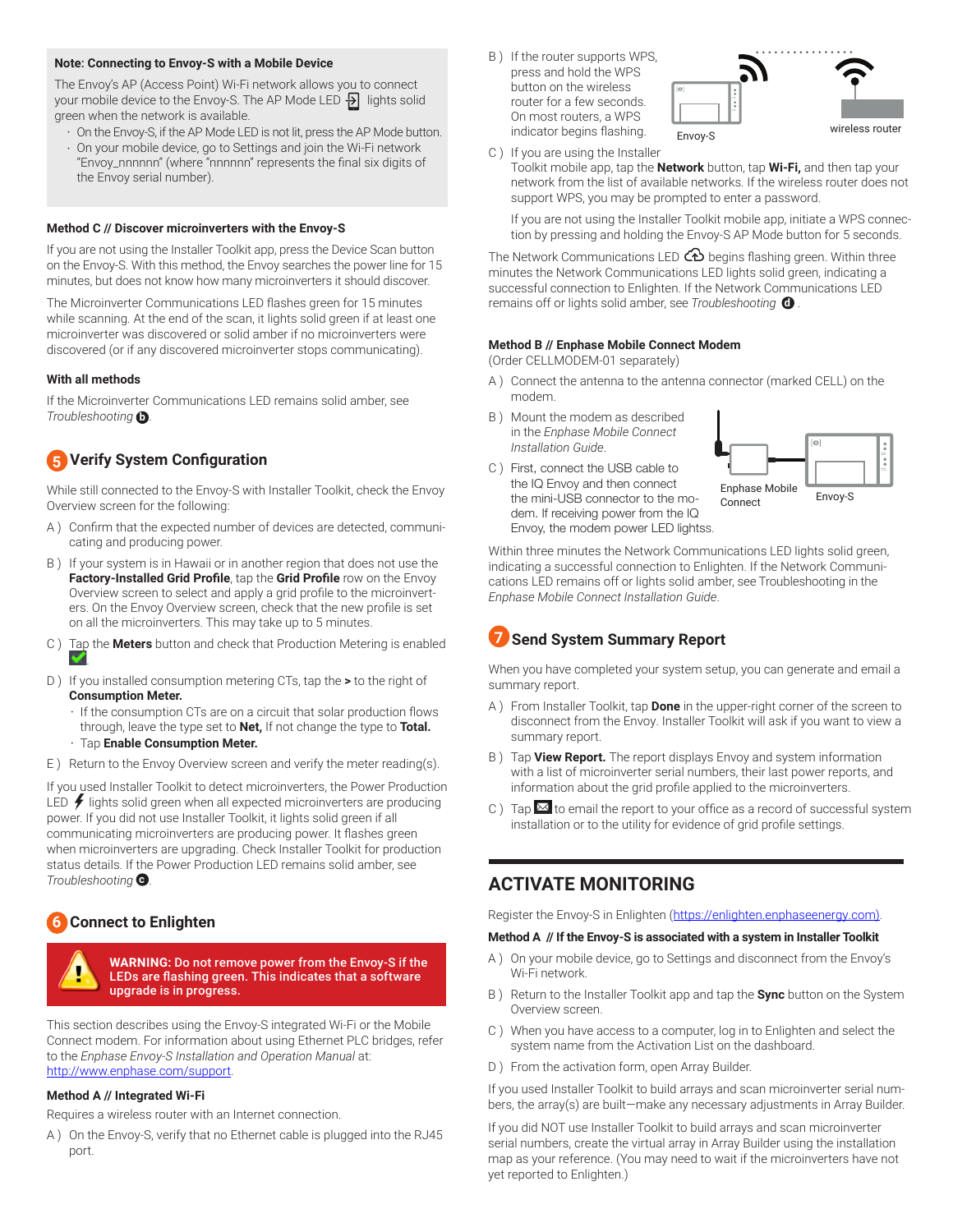**Note: Connecting to Envoy-S with a Mobile Device**

The Envoy's AP (Access Point) Wi-Fi network allows you to connect your mobile device to the Envoy-S. The AP Mode LED lights solid green when the network is available.

- On the Envoy-S, if the AP Mode LED is not lit, press the AP Mode button.
- On your mobile device, go to Settings and join the Wi-Fi network "Envoy_nnnnnn" (where "nnnnnn" represents the final six digits of the Envoy serial number).

### Method C // Discover microinverters with the Envoy-S

If you are not using the Installer Toolkit app, press the Device Scan button on the Envoy-S. With this method, the Envoy searches the power line for 15 minutes, but does not know how many microinverters it should discover.

The Microinverter Communications LED flashes green for 15 minutes while scanning. At the end of the scan, it lights solid green if at least one microinverter was discovered or solid amber if no microinverters were discovered (or if any discovered microinverter stops communicating).

### With all methods

If the Microinverter Communications LED remains solid amber, see *Troubleshooting* **b**.

## 5 Verify System Configuration

While still connected to the Envoy-S with Installer Toolkit, check the Envoy Overview screen for the following:

A ) Confirm that the expected number of devices are detected, communicating and producing power.

B ) If your system is in Hawaii or in another region that does not use the **Factory-Installed Grid Profile**, tap the **Grid Profile** row on the Envoy Overview screen to select and apply a grid profile to the microinverters. On the Envoy Overview screen, check that the new profile is set on all the microinverters. This may take up to 5 minutes.

C ) Tap the **Meters** button and check that Production Metering is enabled ✅.

D ) If you installed consumption metering CTs, tap the **>** to the right of **Consumption Meter.**
- If the consumption CTs are on a circuit that solar production flows through, leave the type set to **Net,** If not change the type to **Total.**
- Tap **Enable Consumption Meter.**

E ) Return to the Envoy Overview screen and verify the meter reading(s).

If you used Installer Toolkit to detect microinverters, the Power Production LED lights solid green when all expected microinverters are producing power. If you did not use Installer Toolkit, it lights solid green if all communicating microinverters are producing power. It flashes green when microinverters are upgrading. Check Installer Toolkit for production status details. If the Power Production LED remains solid amber, see *Troubleshooting* **c**.

## 6 Connect to Enlighten

**WARNING: Do not remove power from the Envoy-S if the LEDs are flashing green. This indicates that a software upgrade is in progress.**

This section describes using the Envoy-S integrated Wi-Fi or the Mobile Connect modem. For information about using Ethernet PLC bridges, refer to the *Enphase Envoy-S Installation and Operation Manual* at: http://www.enphase.com/support.

### Method A // Integrated Wi-Fi

Requires a wireless router with an Internet connection.

A ) On the Envoy-S, verify that no Ethernet cable is plugged into the RJ45 port.

B ) If the router supports WPS, press and hold the WPS button on the wireless router for a few seconds. On most routers, a WPS indicator begins flashing.

Envoy-S

wireless router

C ) If you are using the Installer Toolkit mobile app, tap the **Network** button, tap **Wi-Fi,** and then tap your network from the list of available networks. If the wireless router does not support WPS, you may be prompted to enter a password.

If you are not using the Installer Toolkit mobile app, initiate a WPS connection by pressing and holding the Envoy-S AP Mode button for 5 seconds.

The Network Communications LED begins flashing green. Within three minutes the Network Communications LED lights solid green, indicating a successful connection to Enlighten. If the Network Communications LED remains off or lights solid amber, see *Troubleshooting* **d**.

### Method B // Enphase Mobile Connect Modem

(Order CELLMODEM-01 separately)

A ) Connect the antenna to the antenna connector (marked CELL) on the modem.

B ) Mount the modem as described in the *Enphase Mobile Connect Installation Guide*.

C ) First, connect the USB cable to the IQ Envoy and then connect the mini-USB connector to the modem. If receiving power from the IQ Envoy, the modem power LED lightss.

Enphase Mobile Connect

Envoy-S

Within three minutes the Network Communications LED lights solid green, indicating a successful connection to Enlighten. If the Network Communications LED remains off or lights solid amber, see Troubleshooting in the *Enphase Mobile Connect Installation Guide*.

## 7 Send System Summary Report

When you have completed your system setup, you can generate and email a summary report.

A ) From Installer Toolkit, tap **Done** in the upper-right corner of the screen to disconnect from the Envoy. Installer Toolkit will ask if you want to view a summary report.

B ) Tap **View Report.** The report displays Envoy and system information with a list of microinverter serial numbers, their last power reports, and information about the grid profile applied to the microinverters.

C ) Tap ✉ to email the report to your office as a record of successful system installation or to the utility for evidence of grid profile settings.

# ACTIVATE MONITORING

Register the Envoy-S in Enlighten (https://enlighten.enphaseenergy.com).

### Method A // If the Envoy-S is associated with a system in Installer Toolkit

A ) On your mobile device, go to Settings and disconnect from the Envoy's Wi-Fi network.

B ) Return to the Installer Toolkit app and tap the **Sync** button on the System Overview screen.

C ) When you have access to a computer, log in to Enlighten and select the system name from the Activation List on the dashboard.

D ) From the activation form, open Array Builder.

If you used Installer Toolkit to build arrays and scan microinverter serial numbers, the array(s) are built—make any necessary adjustments in Array Builder.

If you did NOT use Installer Toolkit to build arrays and scan microinverter serial numbers, create the virtual array in Array Builder using the installation map as your reference. (You may need to wait if the microinverters have not yet reported to Enlighten.)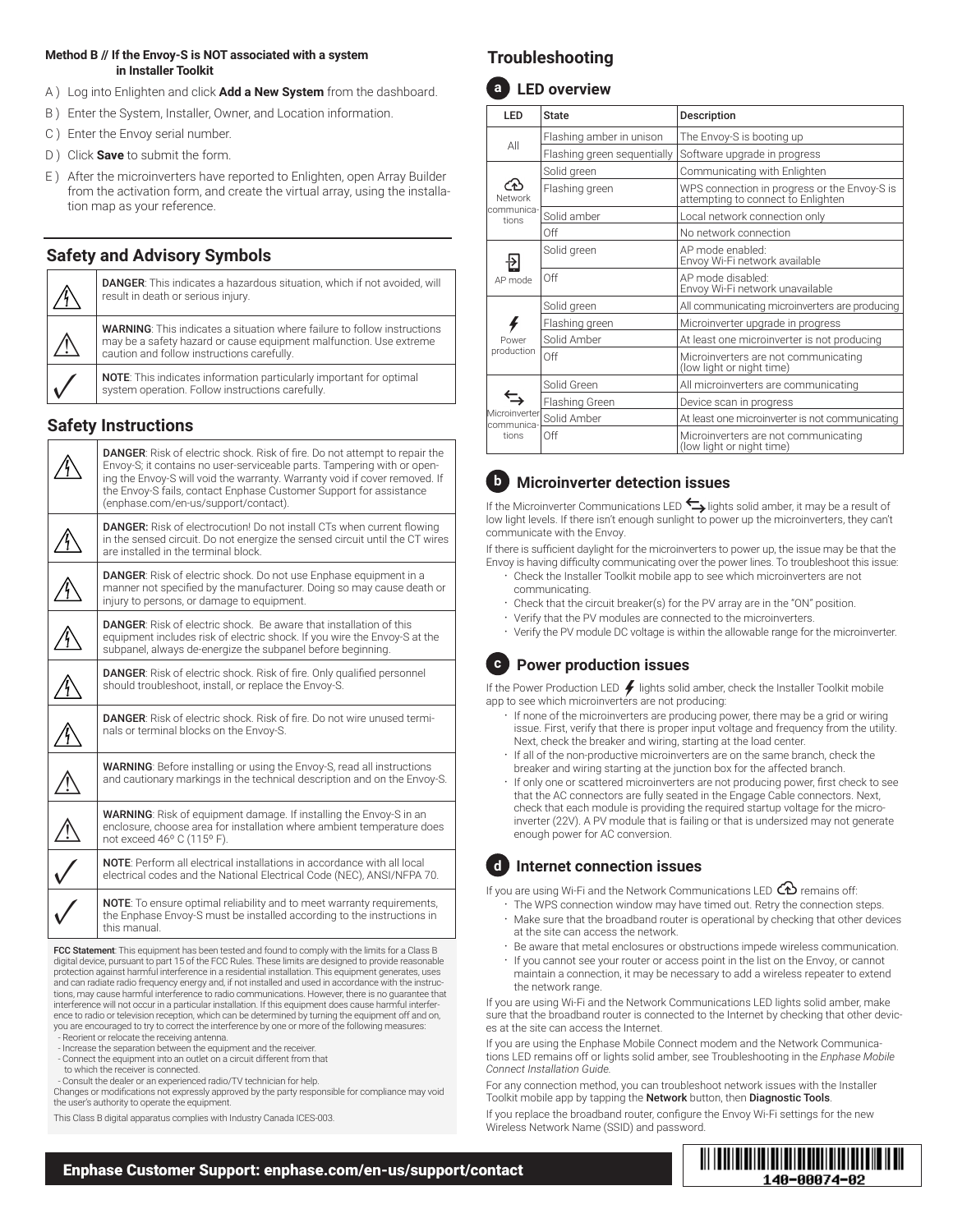**Method B // If the Envoy-S is NOT associated with a system in Installer Toolkit**

A ) Log into Enlighten and click **Add a New System** from the dashboard.

B ) Enter the System, Installer, Owner, and Location information.

C ) Enter the Envoy serial number.

D ) Click **Save** to submit the form.

E ) After the microinverters have reported to Enlighten, open Array Builder from the activation form, and create the virtual array, using the installation map as your reference.

## Safety and Advisory Symbols

| | |
|---|---|
| ⚠ | **DANGER**: This indicates a hazardous situation, which if not avoided, will result in death or serious injury. |
| ⚠ | **WARNING**: This indicates a situation where failure to follow instructions may be a safety hazard or cause equipment malfunction. Use extreme caution and follow instructions carefully. |
| ✓ | **NOTE**: This indicates information particularly important for optimal system operation. Follow instructions carefully. |

## Safety Instructions

| | |
|---|---|
| ⚠ | **DANGER**: Risk of electric shock. Risk of fire. Do not attempt to repair the Envoy-S; it contains no user-serviceable parts. Tampering with or opening the Envoy-S will void the warranty. Warranty void if cover removed. If the Envoy-S fails, contact Enphase Customer Support for assistance (enphase.com/en-us/support/contact). |
| ⚠ | **DANGER:** Risk of electrocution! Do not install CTs when current flowing in the sensed circuit. Do not energize the sensed circuit until the CT wires are installed in the terminal block. |
| ⚠ | **DANGER**: Risk of electric shock. Do not use Enphase equipment in a manner not specified by the manufacturer. Doing so may cause death or injury to persons, or damage to equipment. |
| ⚠ | **DANGER**: Risk of electric shock. Be aware that installation of this equipment includes risk of electric shock. If you wire the Envoy-S at the subpanel, always de-energize the subpanel before beginning. |
| ⚠ | **DANGER**: Risk of electric shock. Risk of fire. Only qualified personnel should troubleshoot, install, or replace the Envoy-S. |
| ⚠ | **DANGER**: Risk of electric shock. Risk of fire. Do not wire unused terminals or terminal blocks on the Envoy-S. |
| ⚠ | **WARNING**: Before installing or using the Envoy-S, read all instructions and cautionary markings in the technical description and on the Envoy-S. |
| ⚠ | **WARNING**: Risk of equipment damage. If installing the Envoy-S in an enclosure, choose area for installation where ambient temperature does not exceed 46º C (115º F). |
| ✓ | **NOTE**: Perform all electrical installations in accordance with all local electrical codes and the National Electrical Code (NEC), ANSI/NFPA 70. |
| ✓ | **NOTE**: To ensure optimal reliability and to meet warranty requirements, the Enphase Envoy-S must be installed according to the instructions in this manual. |

**FCC Statement**: This equipment has been tested and found to comply with the limits for a Class B digital device, pursuant to part 15 of the FCC Rules. These limits are designed to provide reasonable protection against harmful interference in a residential installation. This equipment generates, uses and can radiate radio frequency energy and, if not installed and used in accordance with the instructions, may cause harmful interference to radio communications. However, there is no guarantee that interference will not occur in a particular installation. If this equipment does cause harmful interference to radio or television reception, which can be determined by turning the equipment off and on, you are encouraged to try to correct the interference by one or more of the following measures:

- Reorient or relocate the receiving antenna.
- Increase the separation between the equipment and the receiver.
- Connect the equipment into an outlet on a circuit different from that to which the receiver is connected.
- Consult the dealer or an experienced radio/TV technician for help.

Changes or modifications not expressly approved by the party responsible for compliance may void the user's authority to operate the equipment.

This Class B digital apparatus complies with Industry Canada ICES-003.

## Troubleshooting

### a LED overview

| LED | State | Description |
|---|---|---|
| All | Flashing amber in unison | The Envoy-S is booting up |
| | Flashing green sequentially | Software upgrade in progress |
| Network communications | Solid green | Communicating with Enlighten |
| | Flashing green | WPS connection in progress or the Envoy-S is attempting to connect to Enlighten |
| | Solid amber | Local network connection only |
| | Off | No network connection |
| AP mode | Solid green | AP mode enabled: Envoy Wi-Fi network available |
| | Off | AP mode disabled: Envoy Wi-Fi network unavailable |
| Power production | Solid green | All communicating microinverters are producing |
| | Flashing green | Microinverter upgrade in progress |
| | Solid Amber | At least one microinverter is not producing |
| | Off | Microinverters are not communicating (low light or night time) |
| Microinverter communications | Solid Green | All microinverters are communicating |
| | Flashing Green | Device scan in progress |
| | Solid Amber | At least one microinverter is not communicating |
| | Off | Microinverters are not communicating (low light or night time) |

### b Microinverter detection issues

If the Microinverter Communications LED lights solid amber, it may be a result of low light levels. If there isn't enough sunlight to power up the microinverters, they can't communicate with the Envoy.

If there is sufficient daylight for the microinverters to power up, the issue may be that the Envoy is having difficulty communicating over the power lines. To troubleshoot this issue:

- Check the Installer Toolkit mobile app to see which microinverters are not communicating.
- Check that the circuit breaker(s) for the PV array are in the "ON" position.
- Verify that the PV modules are connected to the microinverters.
- Verify the PV module DC voltage is within the allowable range for the microinverter.

### c Power production issues

If the Power Production LED lights solid amber, check the Installer Toolkit mobile app to see which microinverters are not producing:

- If none of the microinverters are producing power, there may be a grid or wiring issue. First, verify that there is proper input voltage and frequency from the utility. Next, check the breaker and wiring, starting at the load center.
- If all of the non-productive microinverters are on the same branch, check the breaker and wiring starting at the junction box for the affected branch.
- If only one or scattered microinverters are not producing power, first check to see that the AC connectors are fully seated in the Engage Cable connectors. Next, check that each module is providing the required startup voltage for the microinverter (22V). A PV module that is failing or that is undersized may not generate enough power for AC conversion.

### d Internet connection issues

If you are using Wi-Fi and the Network Communications LED remains off:

- The WPS connection window may have timed out. Retry the connection steps.
- Make sure that the broadband router is operational by checking that other devices at the site can access the network.
- Be aware that metal enclosures or obstructions impede wireless communication.
- If you cannot see your router or access point in the list on the Envoy, or cannot maintain a connection, it may be necessary to add a wireless repeater to extend the network range.

If you are using Wi-Fi and the Network Communications LED lights solid amber, make sure that the broadband router is connected to the Internet by checking that other devices at the site can access the Internet.

If you are using the Enphase Mobile Connect modem and the Network Communications LED remains off or lights solid amber, see Troubleshooting in the *Enphase Mobile Connect Installation Guide*.

For any connection method, you can troubleshoot network issues with the Installer Toolkit mobile app by tapping the **Network** button, then **Diagnostic Tools**.

If you replace the broadband router, configure the Envoy Wi-Fi settings for the new Wireless Network Name (SSID) and password.

**Enphase Customer Support: enphase.com/en-us/support/contact**

140-00074-02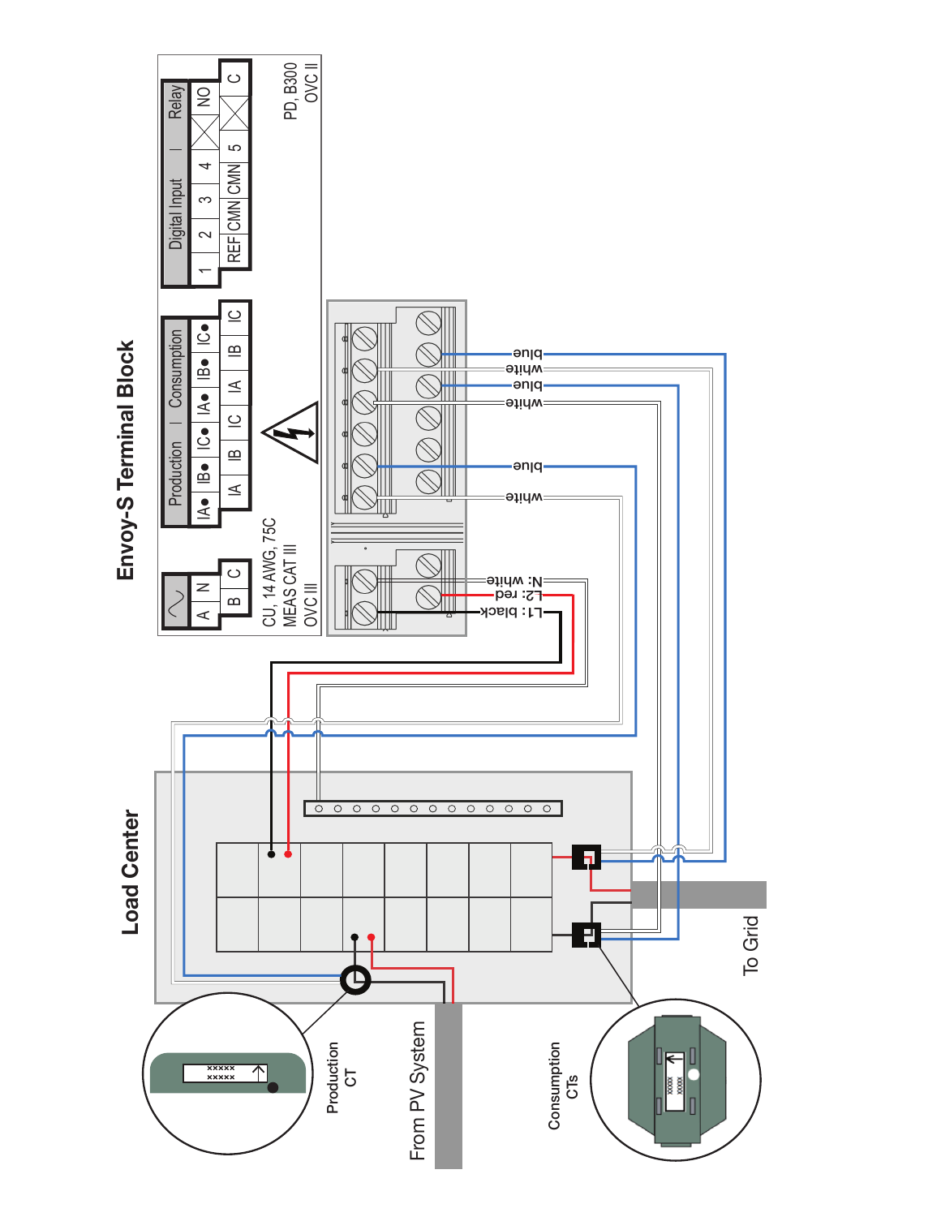Envoy-S Terminal Block

Load Center

A N
B C

CU, 14 AWG, 75C
MEAS CAT III
OVC III

Production | Consumption
IA● IB● IC● IA● IB● IC●
IA IB IC IA IB IC

Digital Input | Relay
1 2 3 4 5 NO C
REF CMN CMN

PD, B300
OVC II

L1: black
L2: red
N: white

white
blue
white
blue
white
blue

Production CT

Consumption CTs

From PV System

To Grid